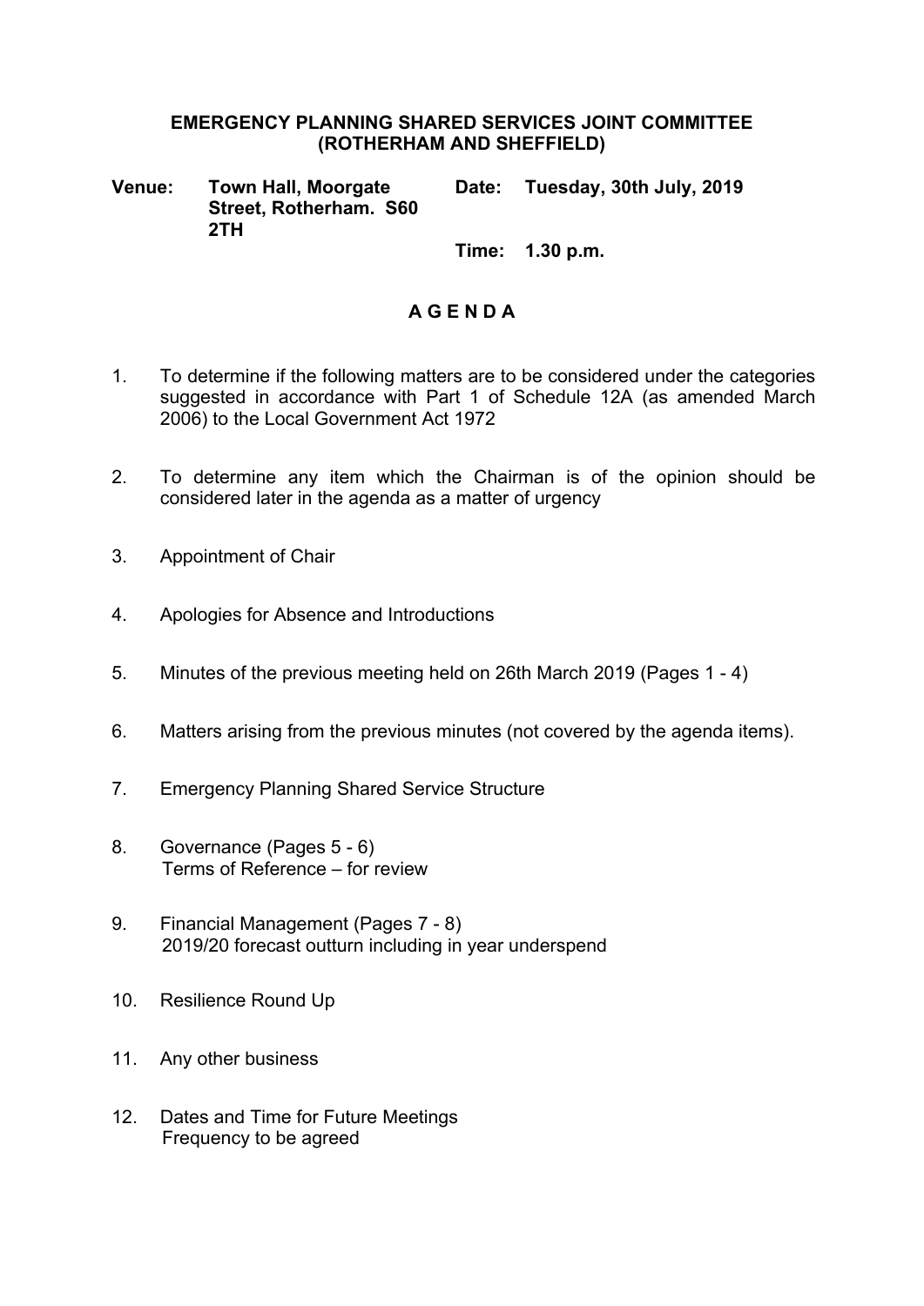# EMERGENCY PLANNING SHARED SERVICES JOINT COMMITTEE (ROTHERHAM AND SHEFFIELD)

**Venue:** **Town Hall, Moorgate Street, Rotherham. S60 2TH**

**Date:** **Tuesday, 30th July, 2019**

**Time:** **1.30 p.m.**

## A G E N D A

1. To determine if the following matters are to be considered under the categories suggested in accordance with Part 1 of Schedule 12A (as amended March 2006) to the Local Government Act 1972

2. To determine any item which the Chairman is of the opinion should be considered later in the agenda as a matter of urgency

3. Appointment of Chair

4. Apologies for Absence and Introductions

5. Minutes of the previous meeting held on 26th March 2019 (Pages 1 - 4)

6. Matters arising from the previous minutes (not covered by the agenda items).

7. Emergency Planning Shared Service Structure

8. Governance (Pages 5 - 6)
   Terms of Reference – for review

9. Financial Management (Pages 7 - 8)
   2019/20 forecast outturn including in year underspend

10. Resilience Round Up

11. Any other business

12. Dates and Time for Future Meetings
    Frequency to be agreed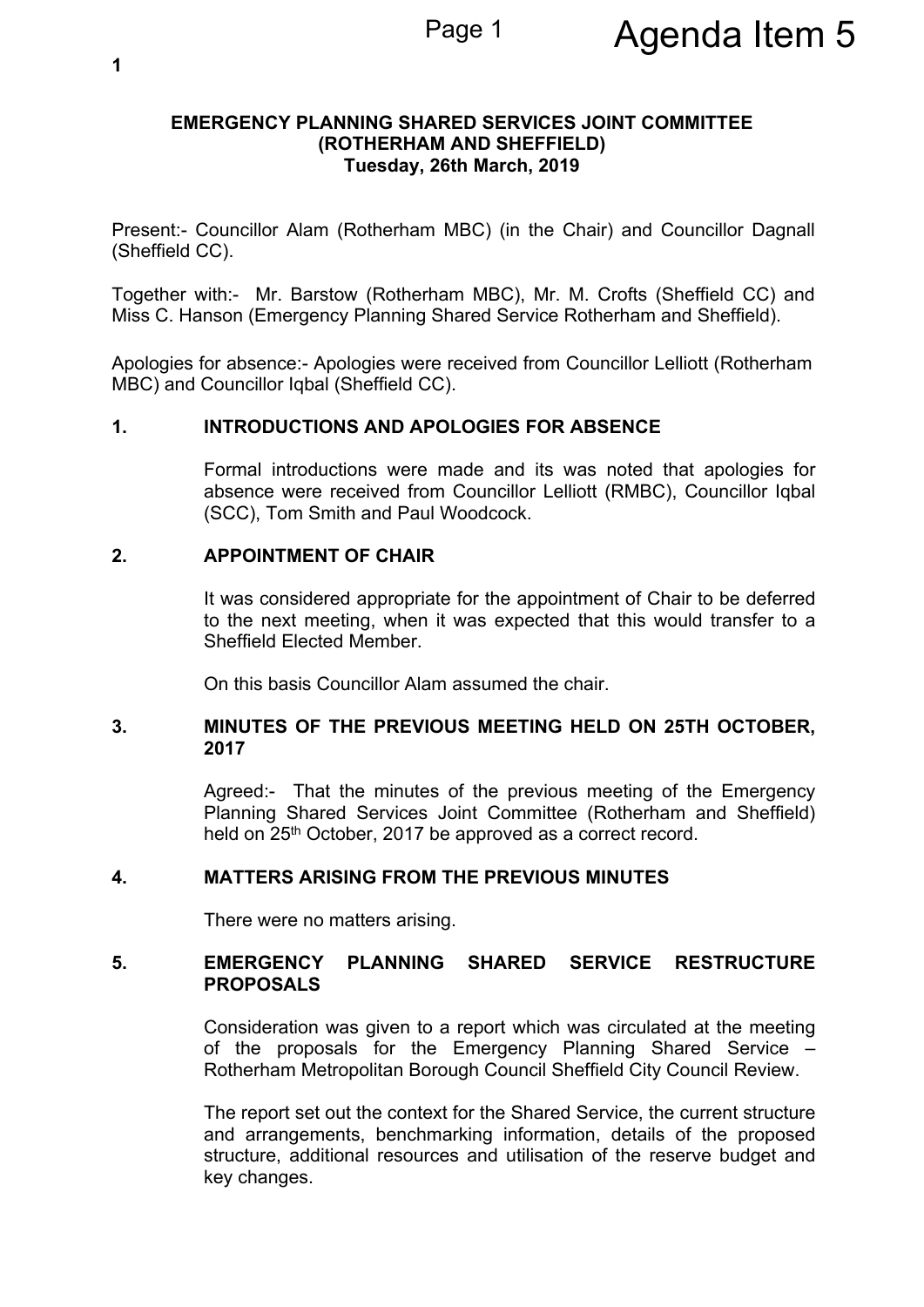**EMERGENCY PLANNING SHARED SERVICES JOINT COMMITTEE (ROTHERHAM AND SHEFFIELD)**
**Tuesday, 26th March, 2019**

Present:- Councillor Alam (Rotherham MBC) (in the Chair) and Councillor Dagnall (Sheffield CC).

Together with:- Mr. Barstow (Rotherham MBC), Mr. M. Crofts (Sheffield CC) and Miss C. Hanson (Emergency Planning Shared Service Rotherham and Sheffield).

Apologies for absence:- Apologies were received from Councillor Lelliott (Rotherham MBC) and Councillor Iqbal (Sheffield CC).

## 1. INTRODUCTIONS AND APOLOGIES FOR ABSENCE

Formal introductions were made and its was noted that apologies for absence were received from Councillor Lelliott (RMBC), Councillor Iqbal (SCC), Tom Smith and Paul Woodcock.

## 2. APPOINTMENT OF CHAIR

It was considered appropriate for the appointment of Chair to be deferred to the next meeting, when it was expected that this would transfer to a Sheffield Elected Member.

On this basis Councillor Alam assumed the chair.

## 3. MINUTES OF THE PREVIOUS MEETING HELD ON 25TH OCTOBER, 2017

Agreed:- That the minutes of the previous meeting of the Emergency Planning Shared Services Joint Committee (Rotherham and Sheffield) held on 25th October, 2017 be approved as a correct record.

## 4. MATTERS ARISING FROM THE PREVIOUS MINUTES

There were no matters arising.

## 5. EMERGENCY PLANNING SHARED SERVICE RESTRUCTURE PROPOSALS

Consideration was given to a report which was circulated at the meeting of the proposals for the Emergency Planning Shared Service – Rotherham Metropolitan Borough Council Sheffield City Council Review.

The report set out the context for the Shared Service, the current structure and arrangements, benchmarking information, details of the proposed structure, additional resources and utilisation of the reserve budget and key changes.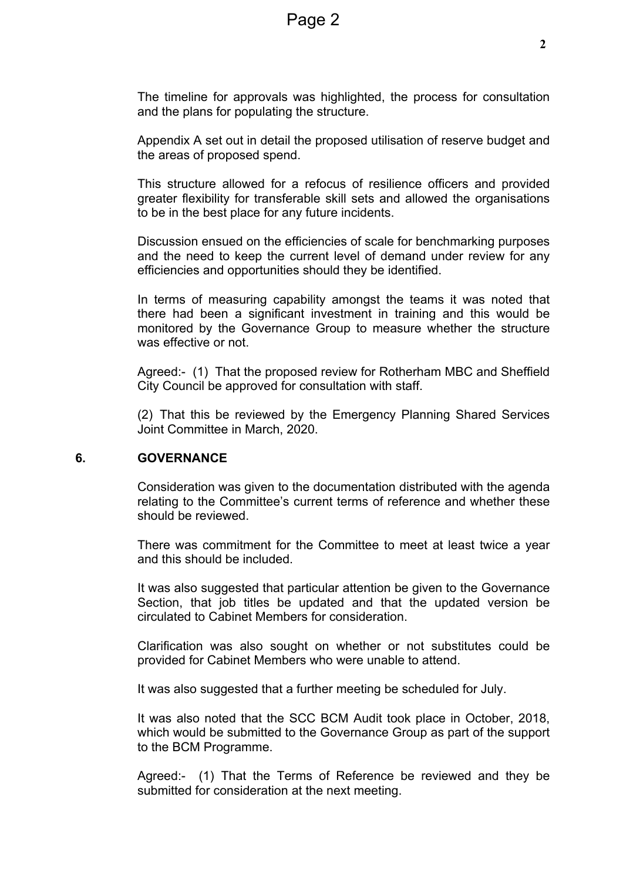The timeline for approvals was highlighted, the process for consultation and the plans for populating the structure.

Appendix A set out in detail the proposed utilisation of reserve budget and the areas of proposed spend.

This structure allowed for a refocus of resilience officers and provided greater flexibility for transferable skill sets and allowed the organisations to be in the best place for any future incidents.

Discussion ensued on the efficiencies of scale for benchmarking purposes and the need to keep the current level of demand under review for any efficiencies and opportunities should they be identified.

In terms of measuring capability amongst the teams it was noted that there had been a significant investment in training and this would be monitored by the Governance Group to measure whether the structure was effective or not.

Agreed:- (1) That the proposed review for Rotherham MBC and Sheffield City Council be approved for consultation with staff.

(2) That this be reviewed by the Emergency Planning Shared Services Joint Committee in March, 2020.

## 6. GOVERNANCE

Consideration was given to the documentation distributed with the agenda relating to the Committee's current terms of reference and whether these should be reviewed.

There was commitment for the Committee to meet at least twice a year and this should be included.

It was also suggested that particular attention be given to the Governance Section, that job titles be updated and that the updated version be circulated to Cabinet Members for consideration.

Clarification was also sought on whether or not substitutes could be provided for Cabinet Members who were unable to attend.

It was also suggested that a further meeting be scheduled for July.

It was also noted that the SCC BCM Audit took place in October, 2018, which would be submitted to the Governance Group as part of the support to the BCM Programme.

Agreed:- (1) That the Terms of Reference be reviewed and they be submitted for consideration at the next meeting.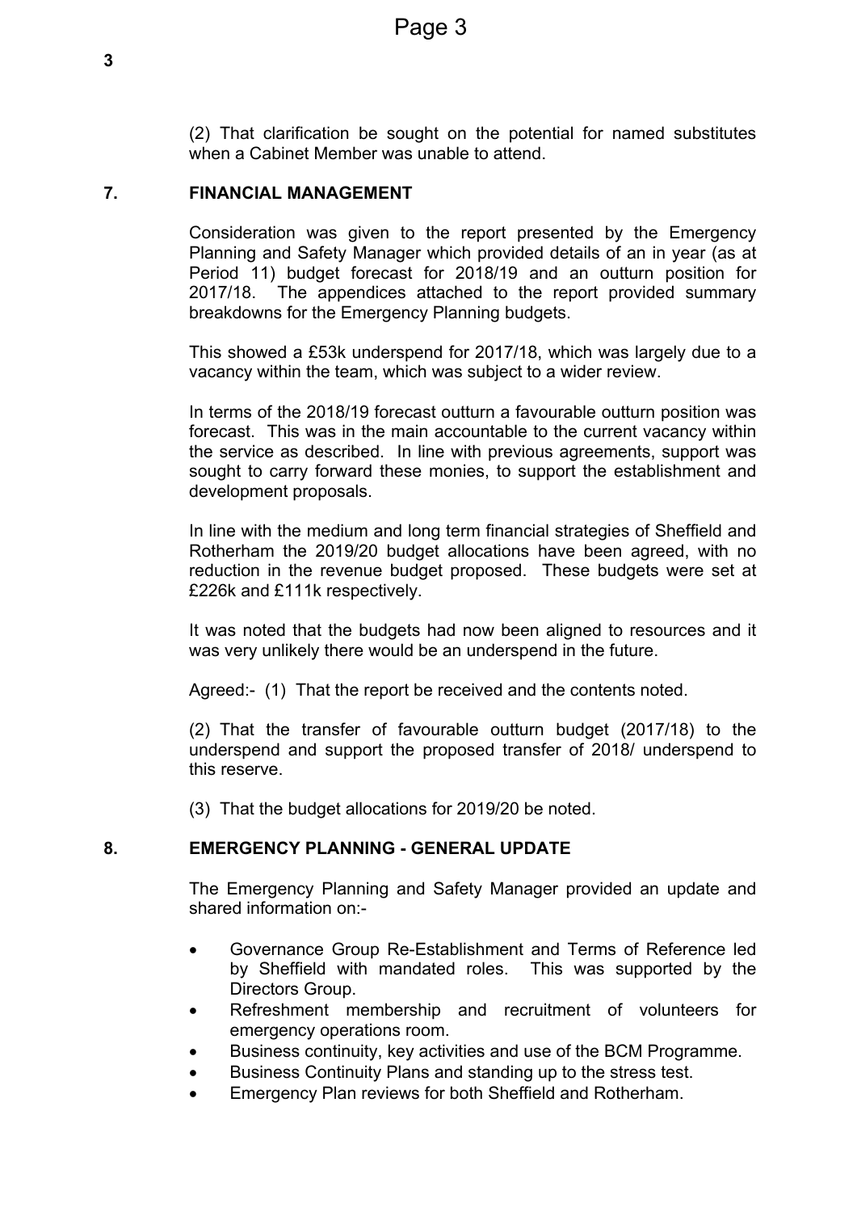(2) That clarification be sought on the potential for named substitutes when a Cabinet Member was unable to attend.

## 7. FINANCIAL MANAGEMENT

Consideration was given to the report presented by the Emergency Planning and Safety Manager which provided details of an in year (as at Period 11) budget forecast for 2018/19 and an outturn position for 2017/18. The appendices attached to the report provided summary breakdowns for the Emergency Planning budgets.

This showed a £53k underspend for 2017/18, which was largely due to a vacancy within the team, which was subject to a wider review.

In terms of the 2018/19 forecast outturn a favourable outturn position was forecast. This was in the main accountable to the current vacancy within the service as described. In line with previous agreements, support was sought to carry forward these monies, to support the establishment and development proposals.

In line with the medium and long term financial strategies of Sheffield and Rotherham the 2019/20 budget allocations have been agreed, with no reduction in the revenue budget proposed. These budgets were set at £226k and £111k respectively.

It was noted that the budgets had now been aligned to resources and it was very unlikely there would be an underspend in the future.

Agreed:- (1) That the report be received and the contents noted.

(2) That the transfer of favourable outturn budget (2017/18) to the underspend and support the proposed transfer of 2018/ underspend to this reserve.

(3) That the budget allocations for 2019/20 be noted.

## 8. EMERGENCY PLANNING - GENERAL UPDATE

The Emergency Planning and Safety Manager provided an update and shared information on:-

- Governance Group Re-Establishment and Terms of Reference led by Sheffield with mandated roles. This was supported by the Directors Group.
- Refreshment membership and recruitment of volunteers for emergency operations room.
- Business continuity, key activities and use of the BCM Programme.
- Business Continuity Plans and standing up to the stress test.
- Emergency Plan reviews for both Sheffield and Rotherham.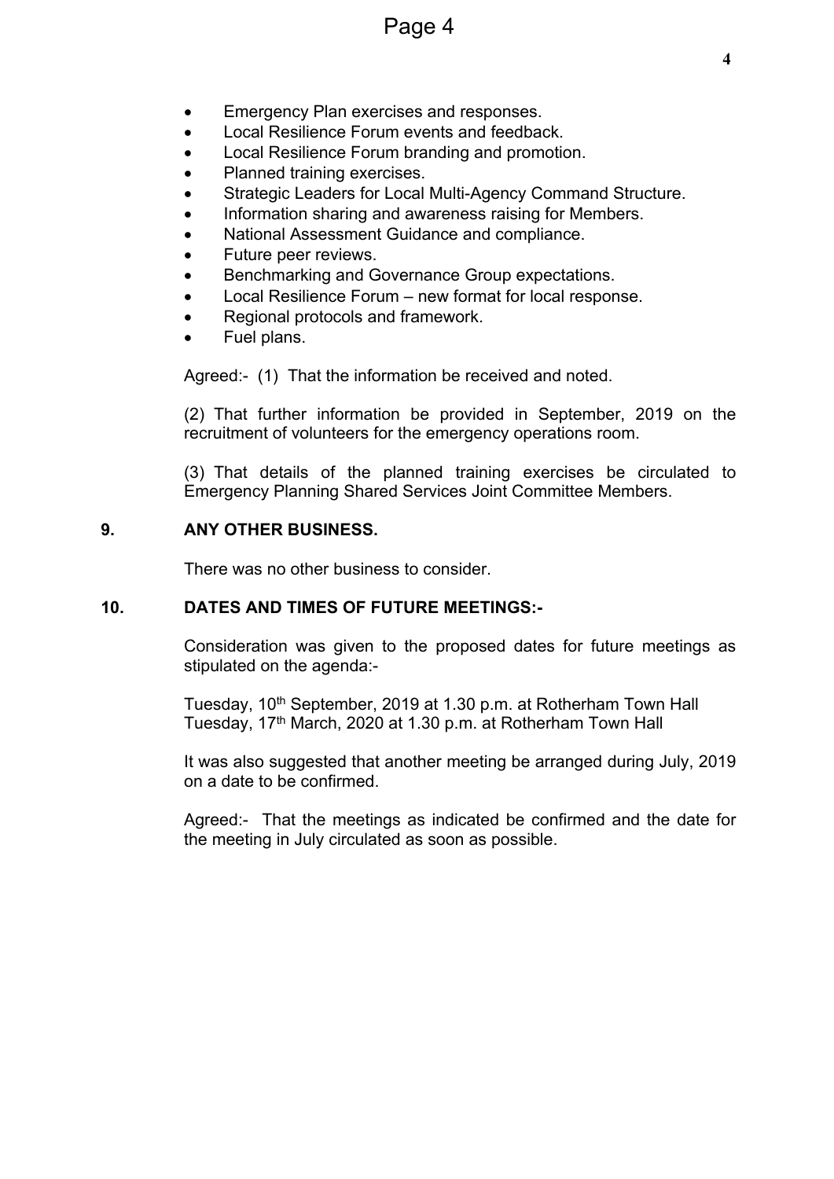- Emergency Plan exercises and responses.
- Local Resilience Forum events and feedback.
- Local Resilience Forum branding and promotion.
- Planned training exercises.
- Strategic Leaders for Local Multi-Agency Command Structure.
- Information sharing and awareness raising for Members.
- National Assessment Guidance and compliance.
- Future peer reviews.
- Benchmarking and Governance Group expectations.
- Local Resilience Forum – new format for local response.
- Regional protocols and framework.
- Fuel plans.

Agreed:- (1) That the information be received and noted.

(2) That further information be provided in September, 2019 on the recruitment of volunteers for the emergency operations room.

(3) That details of the planned training exercises be circulated to Emergency Planning Shared Services Joint Committee Members.

## 9. ANY OTHER BUSINESS.

There was no other business to consider.

## 10. DATES AND TIMES OF FUTURE MEETINGS:-

Consideration was given to the proposed dates for future meetings as stipulated on the agenda:-

Tuesday, 10th September, 2019 at 1.30 p.m. at Rotherham Town Hall
Tuesday, 17th March, 2020 at 1.30 p.m. at Rotherham Town Hall

It was also suggested that another meeting be arranged during July, 2019 on a date to be confirmed.

Agreed:- That the meetings as indicated be confirmed and the date for the meeting in July circulated as soon as possible.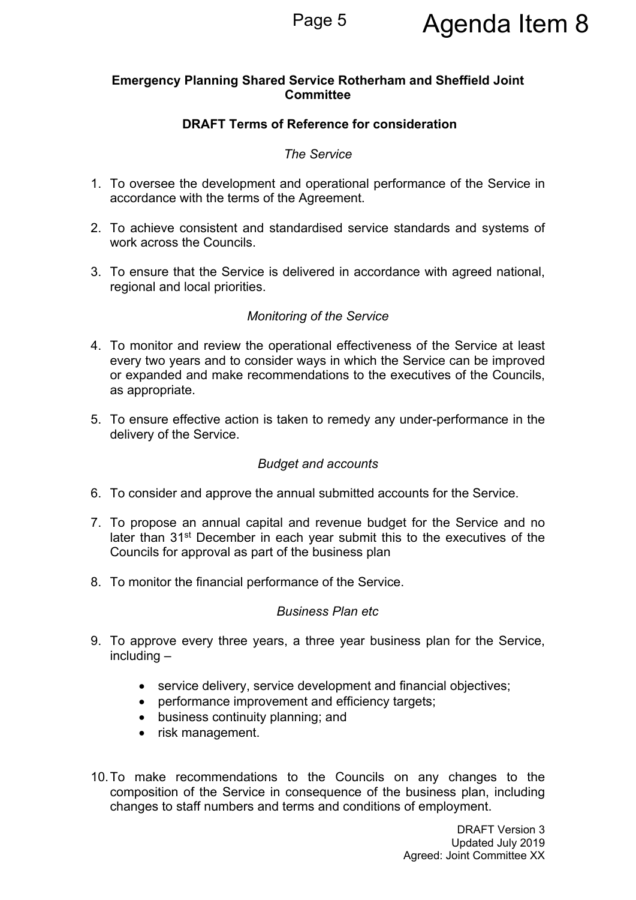**Emergency Planning Shared Service Rotherham and Sheffield Joint Committee**

**DRAFT Terms of Reference for consideration**

*The Service*

1. To oversee the development and operational performance of the Service in accordance with the terms of the Agreement.

2. To achieve consistent and standardised service standards and systems of work across the Councils.

3. To ensure that the Service is delivered in accordance with agreed national, regional and local priorities.

*Monitoring of the Service*

4. To monitor and review the operational effectiveness of the Service at least every two years and to consider ways in which the Service can be improved or expanded and make recommendations to the executives of the Councils, as appropriate.

5. To ensure effective action is taken to remedy any under-performance in the delivery of the Service.

*Budget and accounts*

6. To consider and approve the annual submitted accounts for the Service.

7. To propose an annual capital and revenue budget for the Service and no later than 31st December in each year submit this to the executives of the Councils for approval as part of the business plan

8. To monitor the financial performance of the Service.

*Business Plan etc*

9. To approve every three years, a three year business plan for the Service, including –

   - service delivery, service development and financial objectives;
   - performance improvement and efficiency targets;
   - business continuity planning; and
   - risk management.

10. To make recommendations to the Councils on any changes to the composition of the Service in consequence of the business plan, including changes to staff numbers and terms and conditions of employment.

DRAFT Version 3
Updated July 2019
Agreed: Joint Committee XX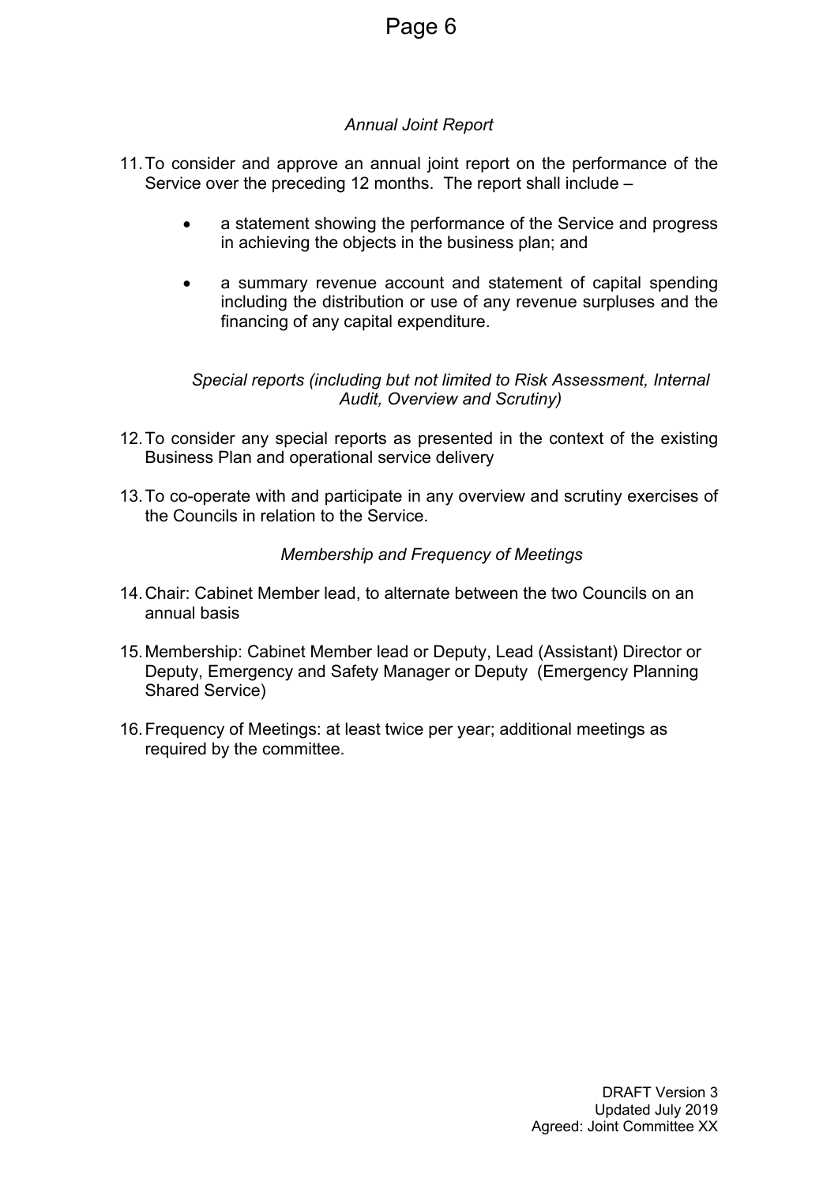*Annual Joint Report*

11. To consider and approve an annual joint report on the performance of the Service over the preceding 12 months. The report shall include –

    - a statement showing the performance of the Service and progress in achieving the objects in the business plan; and

    - a summary revenue account and statement of capital spending including the distribution or use of any revenue surpluses and the financing of any capital expenditure.

*Special reports (including but not limited to Risk Assessment, Internal Audit, Overview and Scrutiny)*

12. To consider any special reports as presented in the context of the existing Business Plan and operational service delivery

13. To co-operate with and participate in any overview and scrutiny exercises of the Councils in relation to the Service.

*Membership and Frequency of Meetings*

14. Chair: Cabinet Member lead, to alternate between the two Councils on an annual basis

15. Membership: Cabinet Member lead or Deputy, Lead (Assistant) Director or Deputy, Emergency and Safety Manager or Deputy (Emergency Planning Shared Service)

16. Frequency of Meetings: at least twice per year; additional meetings as required by the committee.

DRAFT Version 3
Updated July 2019
Agreed: Joint Committee XX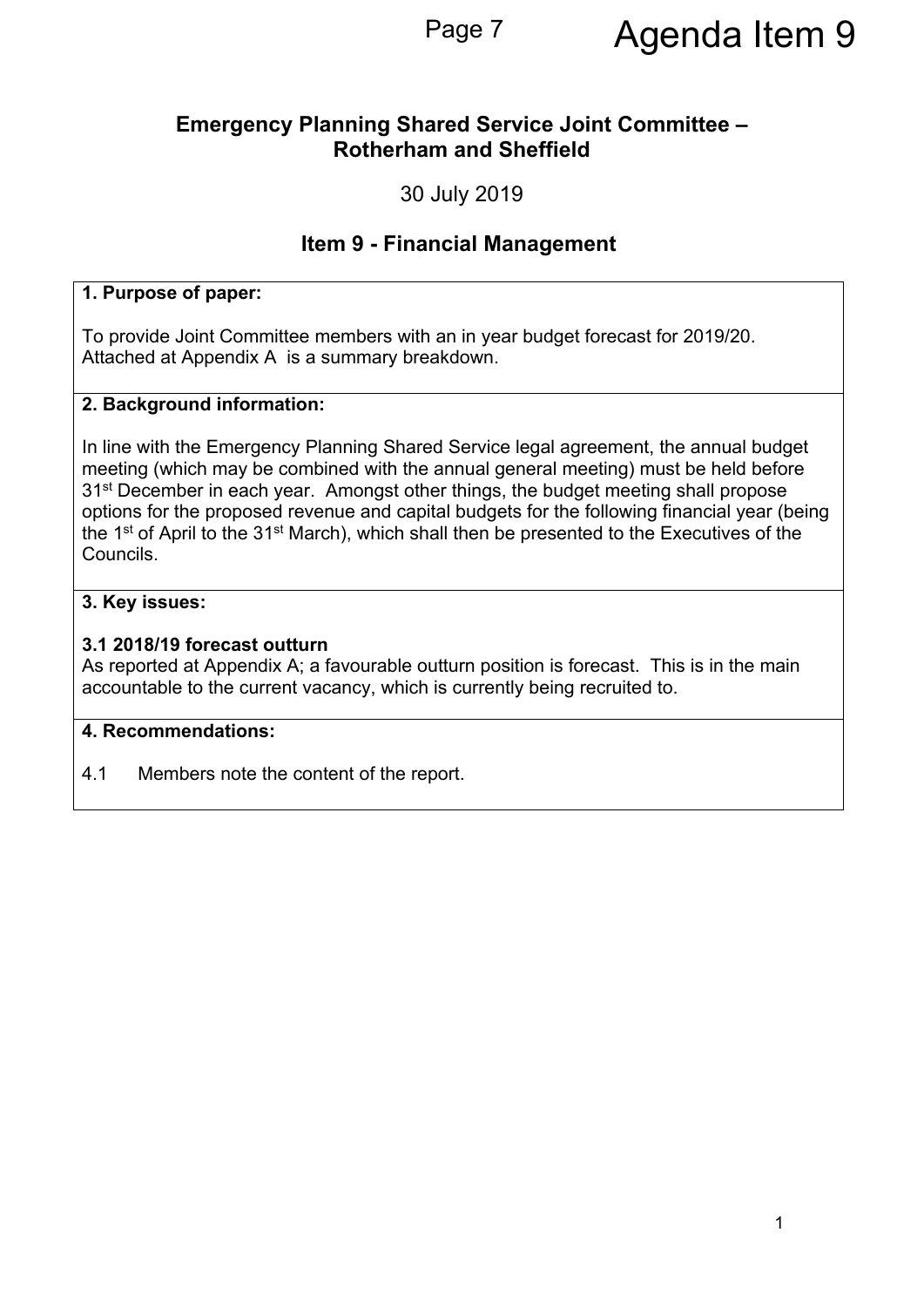Agenda Item 9

# Emergency Planning Shared Service Joint Committee – Rotherham and Sheffield

30 July 2019

## Item 9 - Financial Management

**1. Purpose of paper:**

To provide Joint Committee members with an in year budget forecast for 2019/20. Attached at Appendix A is a summary breakdown.

**2. Background information:**

In line with the Emergency Planning Shared Service legal agreement, the annual budget meeting (which may be combined with the annual general meeting) must be held before 31st December in each year. Amongst other things, the budget meeting shall propose options for the proposed revenue and capital budgets for the following financial year (being the 1st of April to the 31st March), which shall then be presented to the Executives of the Councils.

**3. Key issues:**

**3.1 2018/19 forecast outturn**

As reported at Appendix A; a favourable outturn position is forecast. This is in the main accountable to the current vacancy, which is currently being recruited to.

**4. Recommendations:**

4.1 Members note the content of the report.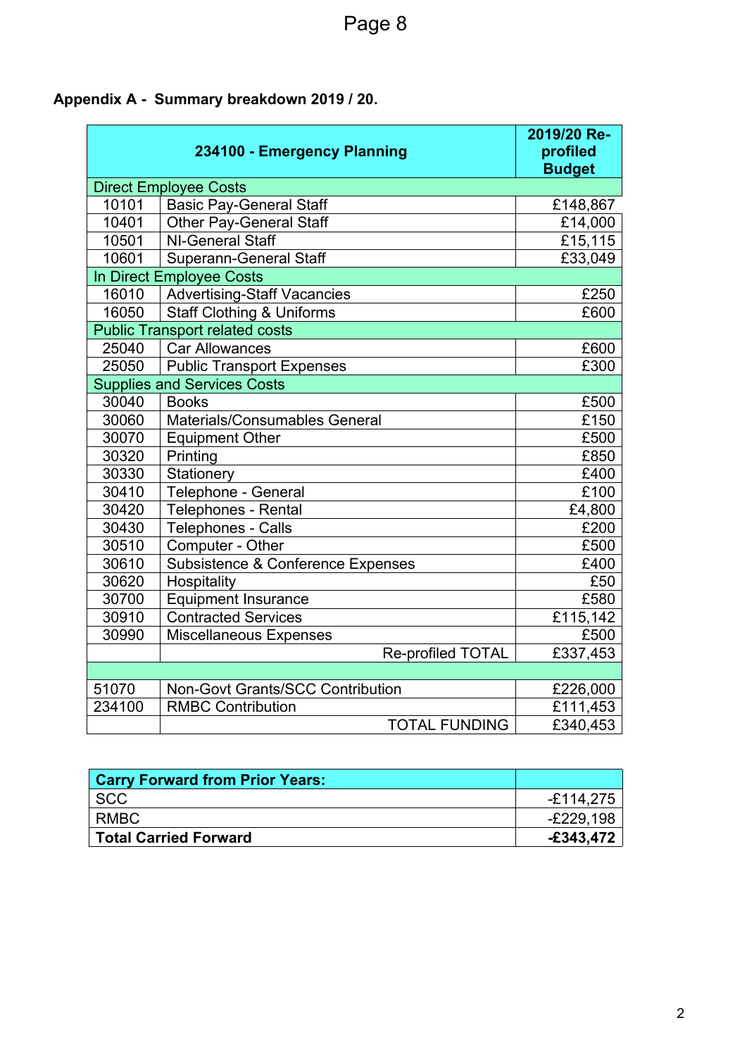**Appendix A - Summary breakdown 2019 / 20.**

| 234100 - Emergency Planning | | 2019/20 Re-profiled Budget |
|---|---|---|
| Direct Employee Costs | | |
| 10101 | Basic Pay-General Staff | £148,867 |
| 10401 | Other Pay-General Staff | £14,000 |
| 10501 | NI-General Staff | £15,115 |
| 10601 | Superann-General Staff | £33,049 |
| In Direct Employee Costs | | |
| 16010 | Advertising-Staff Vacancies | £250 |
| 16050 | Staff Clothing & Uniforms | £600 |
| Public Transport related costs | | |
| 25040 | Car Allowances | £600 |
| 25050 | Public Transport Expenses | £300 |
| Supplies and Services Costs | | |
| 30040 | Books | £500 |
| 30060 | Materials/Consumables General | £150 |
| 30070 | Equipment Other | £500 |
| 30320 | Printing | £850 |
| 30330 | Stationery | £400 |
| 30410 | Telephone - General | £100 |
| 30420 | Telephones - Rental | £4,800 |
| 30430 | Telephones - Calls | £200 |
| 30510 | Computer - Other | £500 |
| 30610 | Subsistence & Conference Expenses | £400 |
| 30620 | Hospitality | £50 |
| 30700 | Equipment Insurance | £580 |
| 30910 | Contracted Services | £115,142 |
| 30990 | Miscellaneous Expenses | £500 |
| | Re-profiled TOTAL | £337,453 |
| | | |
| 51070 | Non-Govt Grants/SCC Contribution | £226,000 |
| 234100 | RMBC Contribution | £111,453 |
| | TOTAL FUNDING | £340,453 |

| **Carry Forward from Prior Years:** | |
|---|---|
| SCC | -£114,275 |
| RMBC | -£229,198 |
| **Total Carried Forward** | **-£343,472** |